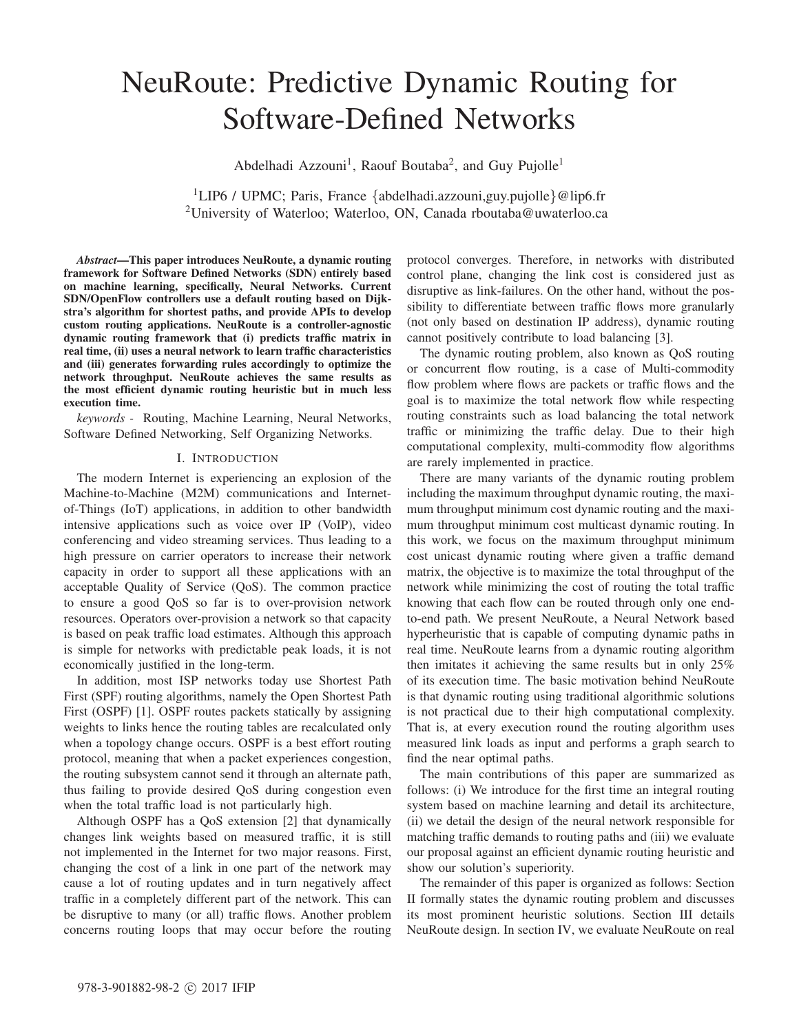# NeuRoute: Predictive Dynamic Routing for Software-Defined Networks

Abdelhadi Azzouni[1], Raouf Boutaba[2], and Guy Pujolle[1]

[1]LIP6 / UPMC; Paris, France {abdelhadi.azzouni,guy.pujolle}@lip6.fr
[2]University of Waterloo; Waterloo, ON, Canada rboutaba@uwaterloo.ca

***Abstract*—This paper introduces NeuRoute, a dynamic routing framework for Software Defined Networks (SDN) entirely based on machine learning, specifically, Neural Networks. Current SDN/OpenFlow controllers use a default routing based on Dijkstra's algorithm for shortest paths, and provide APIs to develop custom routing applications. NeuRoute is a controller-agnostic dynamic routing framework that (i) predicts traffic matrix in real time, (ii) uses a neural network to learn traffic characteristics and (iii) generates forwarding rules accordingly to optimize the network throughput. NeuRoute achieves the same results as the most efficient dynamic routing heuristic but in much less execution time.**

*keywords -* Routing, Machine Learning, Neural Networks, Software Defined Networking, Self Organizing Networks.

## I. Introduction

The modern Internet is experiencing an explosion of the Machine-to-Machine (M2M) communications and Internet-of-Things (IoT) applications, in addition to other bandwidth intensive applications such as voice over IP (VoIP), video conferencing and video streaming services. Thus leading to a high pressure on carrier operators to increase their network capacity in order to support all these applications with an acceptable Quality of Service (QoS). The common practice to ensure a good QoS so far is to over-provision network resources. Operators over-provision a network so that capacity is based on peak traffic load estimates. Although this approach is simple for networks with predictable peak loads, it is not economically justified in the long-term.

In addition, most ISP networks today use Shortest Path First (SPF) routing algorithms, namely the Open Shortest Path First (OSPF) [1]. OSPF routes packets statically by assigning weights to links hence the routing tables are recalculated only when a topology change occurs. OSPF is a best effort routing protocol, meaning that when a packet experiences congestion, the routing subsystem cannot send it through an alternate path, thus failing to provide desired QoS during congestion even when the total traffic load is not particularly high.

Although OSPF has a QoS extension [2] that dynamically changes link weights based on measured traffic, it is still not implemented in the Internet for two major reasons. First, changing the cost of a link in one part of the network may cause a lot of routing updates and in turn negatively affect traffic in a completely different part of the network. This can be disruptive to many (or all) traffic flows. Another problem concerns routing loops that may occur before the routing protocol converges. Therefore, in networks with distributed control plane, changing the link cost is considered just as disruptive as link-failures. On the other hand, without the possibility to differentiate between traffic flows more granularly (not only based on destination IP address), dynamic routing cannot positively contribute to load balancing [3].

The dynamic routing problem, also known as QoS routing or concurrent flow routing, is a case of Multi-commodity flow problem where flows are packets or traffic flows and the goal is to maximize the total network flow while respecting routing constraints such as load balancing the total network traffic or minimizing the traffic delay. Due to their high computational complexity, multi-commodity flow algorithms are rarely implemented in practice.

There are many variants of the dynamic routing problem including the maximum throughput dynamic routing, the maximum throughput minimum cost dynamic routing and the maximum throughput minimum cost multicast dynamic routing. In this work, we focus on the maximum throughput minimum cost unicast dynamic routing where given a traffic demand matrix, the objective is to maximize the total throughput of the network while minimizing the cost of routing the total traffic knowing that each flow can be routed through only one end-to-end path. We present NeuRoute, a Neural Network based hyperheuristic that is capable of computing dynamic paths in real time. NeuRoute learns from a dynamic routing algorithm then imitates it achieving the same results but in only 25% of its execution time. The basic motivation behind NeuRoute is that dynamic routing using traditional algorithmic solutions is not practical due to their high computational complexity. That is, at every execution round the routing algorithm uses measured link loads as input and performs a graph search to find the near optimal paths.

The main contributions of this paper are summarized as follows: (i) We introduce for the first time an integral routing system based on machine learning and detail its architecture, (ii) we detail the design of the neural network responsible for matching traffic demands to routing paths and (iii) we evaluate our proposal against an efficient dynamic routing heuristic and show our solution's superiority.

The remainder of this paper is organized as follows: Section II formally states the dynamic routing problem and discusses its most prominent heuristic solutions. Section III details NeuRoute design. In section IV, we evaluate NeuRoute on real

978-3-901882-98-2 © 2017 IFIP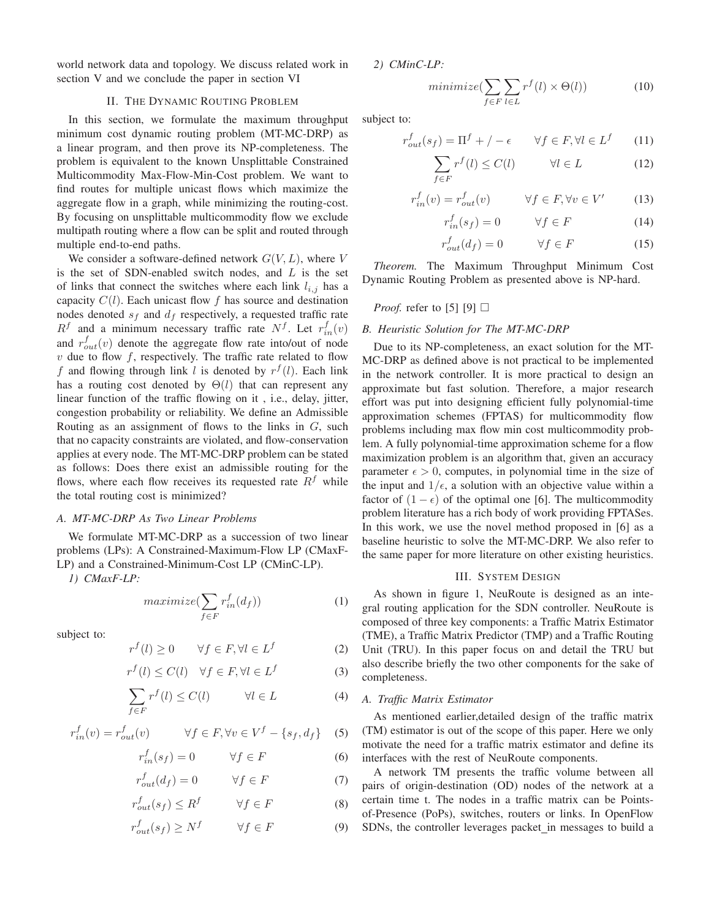world network data and topology. We discuss related work in section V and we conclude the paper in section VI

## II. The Dynamic Routing Problem

In this section, we formulate the maximum throughput minimum cost dynamic routing problem (MT-MC-DRP) as a linear program, and then prove its NP-completeness. The problem is equivalent to the known Unsplittable Constrained Multicommodity Max-Flow-Min-Cost problem. We want to find routes for multiple unicast flows which maximize the aggregate flow in a graph, while minimizing the routing-cost. By focusing on unsplittable multicommodity flow we exclude multipath routing where a flow can be split and routed through multiple end-to-end paths.

We consider a software-defined network $G(V, L)$, where $V$ is the set of SDN-enabled switch nodes, and $L$ is the set of links that connect the switches where each link $l_{i,j}$ has a capacity $C(l)$. Each unicast flow $f$ has source and destination nodes denoted $s_f$ and $d_f$ respectively, a requested traffic rate $R^f$ and a minimum necessary traffic rate $N^f$. Let $r^f_{in}(v)$ and $r^f_{out}(v)$ denote the aggregate flow rate into/out of node $v$ due to flow $f$, respectively. The traffic rate related to flow $f$ and flowing through link $l$ is denoted by $r^f(l)$. Each link has a routing cost denoted by $\Theta(l)$ that can represent any linear function of the traffic flowing on it , i.e., delay, jitter, congestion probability or reliability. We define an Admissible Routing as an assignment of flows to the links in $G$, such that no capacity constraints are violated, and flow-conservation applies at every node. The MT-MC-DRP problem can be stated as follows: Does there exist an admissible routing for the flows, where each flow receives its requested rate $R^f$ while the total routing cost is minimized?

### A. MT-MC-DRP As Two Linear Problems

We formulate MT-MC-DRP as a succession of two linear problems (LPs): A Constrained-Maximum-Flow LP (CMaxF-LP) and a Constrained-Minimum-Cost LP (CMinC-LP).

*1) CMaxF-LP:*

$$maximize(\sum_{f \in F} r^f_{in}(d_f)) \tag{1}$$

subject to:

$$r^f(l) \geq 0 \qquad \forall f \in F, \forall l \in L^f \tag{2}$$

$$r^f(l) \leq C(l) \quad \forall f \in F, \forall l \in L^f \tag{3}$$

$$\sum_{f \in F} r^f(l) \leq C(l) \qquad \forall l \in L \tag{4}$$

$$r^f_{in}(v) = r^f_{out}(v) \qquad \forall f \in F, \forall v \in V^f - \{s_f, d_f\} \tag{5}$$

$$r^f_{in}(s_f) = 0 \qquad \forall f \in F \tag{6}$$

$$r^f_{out}(d_f) = 0 \qquad \forall f \in F \tag{7}$$

$$r^f_{out}(s_f) \leq R^f \qquad \forall f \in F \tag{8}$$

$$r^f_{out}(s_f) \geq N^f \qquad \forall f \in F \tag{9}$$

*2) CMinC-LP:*

$$minimize(\sum_{f \in F} \sum_{l \in L} r^f(l) \times \Theta(l)) \tag{10}$$

subject to:

$$r^f_{out}(s_f) = \Pi^f + / - \epsilon \qquad \forall f \in F, \forall l \in L^f \tag{11}$$

$$\sum_{f \in F} r^f(l) \leq C(l) \qquad \forall l \in L \tag{12}$$

$$r^f_{in}(v) = r^f_{out}(v) \qquad \forall f \in F, \forall v \in V' \tag{13}$$

$$r^f_{in}(s_f) = 0 \qquad \forall f \in F \tag{14}$$

$$r^f_{out}(d_f) = 0 \qquad \forall f \in F \tag{15}$$

*Theorem.* The Maximum Throughput Minimum Cost Dynamic Routing Problem as presented above is NP-hard.

*Proof.* refer to [5] [9] □

### B. Heuristic Solution for The MT-MC-DRP

Due to its NP-completeness, an exact solution for the MT-MC-DRP as defined above is not practical to be implemented in the network controller. It is more practical to design an approximate but fast solution. Therefore, a major research effort was put into designing efficient fully polynomial-time approximation schemes (FPTAS) for multicommodity flow problems including max flow min cost multicommodity problem. A fully polynomial-time approximation scheme for a flow maximization problem is an algorithm that, given an accuracy parameter $\epsilon > 0$, computes, in polynomial time in the size of the input and $1/\epsilon$, a solution with an objective value within a factor of $(1 - \epsilon)$ of the optimal one [6]. The multicommodity problem literature has a rich body of work providing FPTASes. In this work, we use the novel method proposed in [6] as a baseline heuristic to solve the MT-MC-DRP. We also refer to the same paper for more literature on other existing heuristics.

## III. System Design

As shown in figure 1, NeuRoute is designed as an integral routing application for the SDN controller. NeuRoute is composed of three key components: a Traffic Matrix Estimator (TME), a Traffic Matrix Predictor (TMP) and a Traffic Routing Unit (TRU). In this paper focus on and detail the TRU but also describe briefly the two other components for the sake of completeness.

### A. Traffic Matrix Estimator

As mentioned earlier,detailed design of the traffic matrix (TM) estimator is out of the scope of this paper. Here we only motivate the need for a traffic matrix estimator and define its interfaces with the rest of NeuRoute components.

A network TM presents the traffic volume between all pairs of origin-destination (OD) nodes of the network at a certain time t. The nodes in a traffic matrix can be Points-of-Presence (PoPs), switches, routers or links. In OpenFlow SDNs, the controller leverages packet_in messages to build a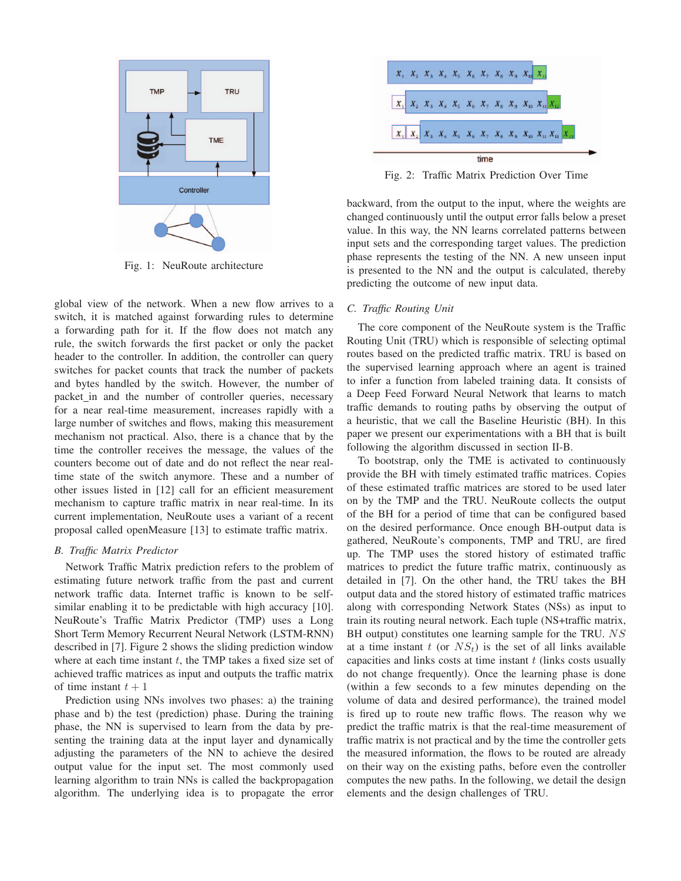Fig. 1: NeuRoute architecture

global view of the network. When a new flow arrives to a switch, it is matched against forwarding rules to determine a forwarding path for it. If the flow does not match any rule, the switch forwards the first packet or only the packet header to the controller. In addition, the controller can query switches for packet counts that track the number of packets and bytes handled by the switch. However, the number of packet_in and the number of controller queries, necessary for a near real-time measurement, increases rapidly with a large number of switches and flows, making this measurement mechanism not practical. Also, there is a chance that by the time the controller receives the message, the values of the counters become out of date and do not reflect the near real-time state of the switch anymore. These and a number of other issues listed in [12] call for an efficient measurement mechanism to capture traffic matrix in near real-time. In its current implementation, NeuRoute uses a variant of a recent proposal called openMeasure [13] to estimate traffic matrix.

### B. Traffic Matrix Predictor

Network Traffic Matrix prediction refers to the problem of estimating future network traffic from the past and current network traffic data. Internet traffic is known to be self-similar enabling it to be predictable with high accuracy [10]. NeuRoute's Traffic Matrix Predictor (TMP) uses a Long Short Term Memory Recurrent Neural Network (LSTM-RNN) described in [7]. Figure 2 shows the sliding prediction window where at each time instant $t$, the TMP takes a fixed size set of achieved traffic matrices as input and outputs the traffic matrix of time instant $t+1$

Prediction using NNs involves two phases: a) the training phase and b) the test (prediction) phase. During the training phase, the NN is supervised to learn from the data by presenting the training data at the input layer and dynamically adjusting the parameters of the NN to achieve the desired output value for the input set. The most commonly used learning algorithm to train NNs is called the backpropagation algorithm. The underlying idea is to propagate the error backward, from the output to the input, where the weights are changed continuously until the output error falls below a preset value. In this way, the NN learns correlated patterns between input sets and the corresponding target values. The prediction phase represents the testing of the NN. A new unseen input is presented to the NN and the output is calculated, thereby predicting the outcome of new input data.

Fig. 2: Traffic Matrix Prediction Over Time

### C. Traffic Routing Unit

The core component of the NeuRoute system is the Traffic Routing Unit (TRU) which is responsible of selecting optimal routes based on the predicted traffic matrix. TRU is based on the supervised learning approach where an agent is trained to infer a function from labeled training data. It consists of a Deep Feed Forward Neural Network that learns to match traffic demands to routing paths by observing the output of a heuristic, that we call the Baseline Heuristic (BH). In this paper we present our experimentations with a BH that is built following the algorithm discussed in section II-B.

To bootstrap, only the TME is activated to continuously provide the BH with timely estimated traffic matrices. Copies of these estimated traffic matrices are stored to be used later on by the TMP and the TRU. NeuRoute collects the output of the BH for a period of time that can be configured based on the desired performance. Once enough BH-output data is gathered, NeuRoute's components, TMP and TRU, are fired up. The TMP uses the stored history of estimated traffic matrices to predict the future traffic matrix, continuously as detailed in [7]. On the other hand, the TRU takes the BH output data and the stored history of estimated traffic matrices along with corresponding Network States (NSs) as input to train its routing neural network. Each tuple (NS+traffic matrix, BH output) constitutes one learning sample for the TRU. $NS$ at a time instant $t$ (or $NS_t$) is the set of all links available capacities and links costs at time instant $t$ (links costs usually do not change frequently). Once the learning phase is done (within a few seconds to a few minutes depending on the volume of data and desired performance), the trained model is fired up to route new traffic flows. The reason why we predict the traffic matrix is that the real-time measurement of traffic matrix is not practical and by the time the controller gets the measured information, the flows to be routed are already on their way on the existing paths, before even the controller computes the new paths. In the following, we detail the design elements and the design challenges of TRU.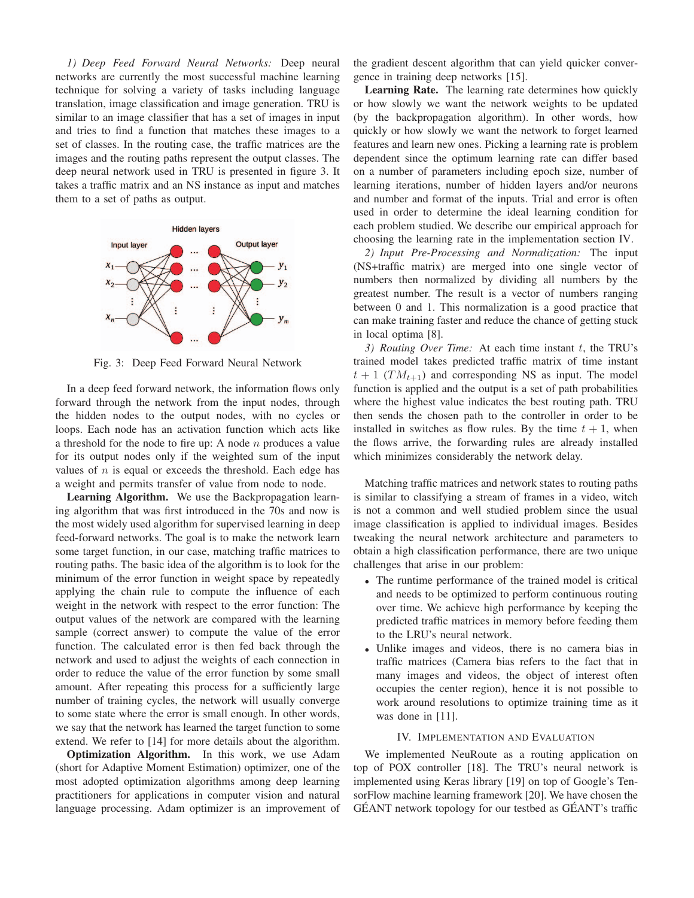*1) Deep Feed Forward Neural Networks:* Deep neural networks are currently the most successful machine learning technique for solving a variety of tasks including language translation, image classification and image generation. TRU is similar to an image classifier that has a set of images in input and tries to find a function that matches these images to a set of classes. In the routing case, the traffic matrices are the images and the routing paths represent the output classes. The deep neural network used in TRU is presented in figure 3. It takes a traffic matrix and an NS instance as input and matches them to a set of paths as output.

Fig. 3: Deep Feed Forward Neural Network

In a deep feed forward network, the information flows only forward through the network from the input nodes, through the hidden nodes to the output nodes, with no cycles or loops. Each node has an activation function which acts like a threshold for the node to fire up: A node $n$ produces a value for its output nodes only if the weighted sum of the input values of $n$ is equal or exceeds the threshold. Each edge has a weight and permits transfer of value from node to node.

**Learning Algorithm.** We use the Backpropagation learning algorithm that was first introduced in the 70s and now is the most widely used algorithm for supervised learning in deep feed-forward networks. The goal is to make the network learn some target function, in our case, matching traffic matrices to routing paths. The basic idea of the algorithm is to look for the minimum of the error function in weight space by repeatedly applying the chain rule to compute the influence of each weight in the network with respect to the error function: Each output values of the network are compared with the learning sample (correct answer) to compute the value of the error function. The calculated error is then fed back through the network and used to adjust the weights of each connection in order to reduce the value of the error function by some small amount. After repeating this process for a sufficiently large number of training cycles, the network will usually converge to some state where the error is small enough. In other words, we say that the network has learned the target function to some extend. We refer to [14] for more details about the algorithm.

**Optimization Algorithm.** In this work, we use Adam (short for Adaptive Moment Estimation) optimizer, one of the most adopted optimization algorithms among deep learning practitioners for applications in computer vision and natural language processing. Adam optimizer is an improvement of the gradient descent algorithm that can yield quicker convergence in training deep networks [15].

**Learning Rate.** The learning rate determines how quickly or how slowly we want the network weights to be updated (by the backpropagation algorithm). In other words, how quickly or how slowly we want the network to forget learned features and learn new ones. Picking a learning rate is problem dependent since the optimum learning rate can differ based on a number of parameters including epoch size, number of learning iterations, number of hidden layers and/or neurons and number and format of the inputs. Trial and error is often used in order to determine the ideal learning condition for each problem studied. We describe our empirical approach for choosing the learning rate in the implementation section IV.

*2) Input Pre-Processing and Normalization:* The input (NS+traffic matrix) are merged into one single vector of numbers then normalized by dividing all numbers by the greatest number. The result is a vector of numbers ranging between 0 and 1. This normalization is a good practice that can make training faster and reduce the chance of getting stuck in local optima [8].

*3) Routing Over Time:* At each time instant $t$, the TRU's trained model takes predicted traffic matrix of time instant $t+1$ ($TM_{t+1}$) and corresponding NS as input. The model function is applied and the output is a set of path probabilities where the highest value indicates the best routing path. TRU then sends the chosen path to the controller in order to be installed in switches as flow rules. By the time $t+1$, when the flows arrive, the forwarding rules are already installed which minimizes considerably the network delay.

Matching traffic matrices and network states to routing paths is similar to classifying a stream of frames in a video, witch is not a common and well studied problem since the usual image classification is applied to individual images. Besides tweaking the neural network architecture and parameters to obtain a high classification performance, there are two unique challenges that arise in our problem:

- The runtime performance of the trained model is critical and needs to be optimized to perform continuous routing over time. We achieve high performance by keeping the predicted traffic matrices in memory before feeding them to the LRU's neural network.
- Unlike images and videos, there is no camera bias in traffic matrices (Camera bias refers to the fact that in many images and videos, the object of interest often occupies the center region), hence it is not possible to work around resolutions to optimize training time as it was done in [11].

## IV. Implementation and Evaluation

We implemented NeuRoute as a routing application on top of POX controller [18]. The TRU's neural network is implemented using Keras library [19] on top of Google's TensorFlow machine learning framework [20]. We have chosen the GÉANT network topology for our testbed as GÉANT's traffic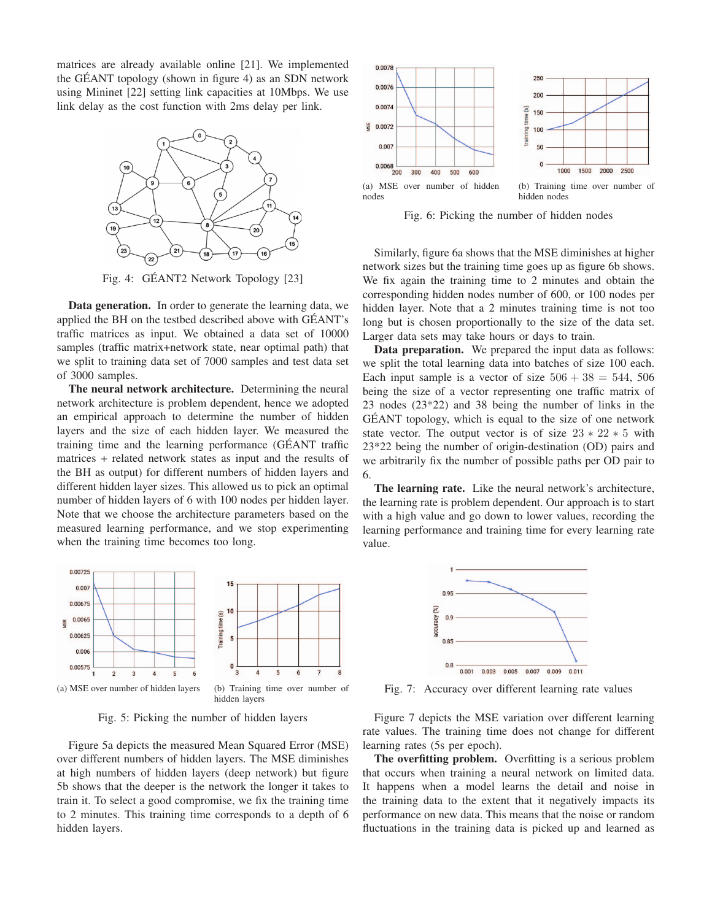matrices are already available online [21]. We implemented the GÉANT topology (shown in figure 4) as an SDN network using Mininet [22] setting link capacities at 10Mbps. We use link delay as the cost function with 2ms delay per link.

Fig. 4: GÉANT2 Network Topology [23]

**Data generation.** In order to generate the learning data, we applied the BH on the testbed described above with GÉANT's traffic matrices as input. We obtained a data set of 10000 samples (traffic matrix+network state, near optimal path) that we split to training data set of 7000 samples and test data set of 3000 samples.

**The neural network architecture.** Determining the neural network architecture is problem dependent, hence we adopted an empirical approach to determine the number of hidden layers and the size of each hidden layer. We measured the training time and the learning performance (GÉANT traffic matrices + related network states as input and the results of the BH as output) for different numbers of hidden layers and different hidden layer sizes. This allowed us to pick an optimal number of hidden layers of 6 with 100 nodes per hidden layer. Note that we choose the architecture parameters based on the measured learning performance, and we stop experimenting when the training time becomes too long.

(a) MSE over number of hidden layers

(b) Training time over number of hidden layers

Fig. 5: Picking the number of hidden layers

Figure 5a depicts the measured Mean Squared Error (MSE) over different numbers of hidden layers. The MSE diminishes at high numbers of hidden layers (deep network) but figure 5b shows that the deeper is the network the longer it takes to train it. To select a good compromise, we fix the training time to 2 minutes. This training time corresponds to a depth of 6 hidden layers.

(a) MSE over number of hidden nodes

(b) Training time over number of hidden nodes

Fig. 6: Picking the number of hidden nodes

Similarly, figure 6a shows that the MSE diminishes at higher network sizes but the training time goes up as figure 6b shows. We fix again the training time to 2 minutes and obtain the corresponding hidden nodes number of 600, or 100 nodes per hidden layer. Note that a 2 minutes training time is not too long but is chosen proportionally to the size of the data set. Larger data sets may take hours or days to train.

**Data preparation.** We prepared the input data as follows: we split the total learning data into batches of size 100 each. Each input sample is a vector of size $506 + 38 = 544$, 506 being the size of a vector representing one traffic matrix of 23 nodes (23*22) and 38 being the number of links in the GÉANT topology, which is equal to the size of one network state vector. The output vector is of size $23 * 22 * 5$ with 23*22 being the number of origin-destination (OD) pairs and we arbitrarily fix the number of possible paths per OD pair to 6.

**The learning rate.** Like the neural network's architecture, the learning rate is problem dependent. Our approach is to start with a high value and go down to lower values, recording the learning performance and training time for every learning rate value.

Fig. 7: Accuracy over different learning rate values

Figure 7 depicts the MSE variation over different learning rate values. The training time does not change for different learning rates (5s per epoch).

**The overfitting problem.** Overfitting is a serious problem that occurs when training a neural network on limited data. It happens when a model learns the detail and noise in the training data to the extent that it negatively impacts its performance on new data. This means that the noise or random fluctuations in the training data is picked up and learned as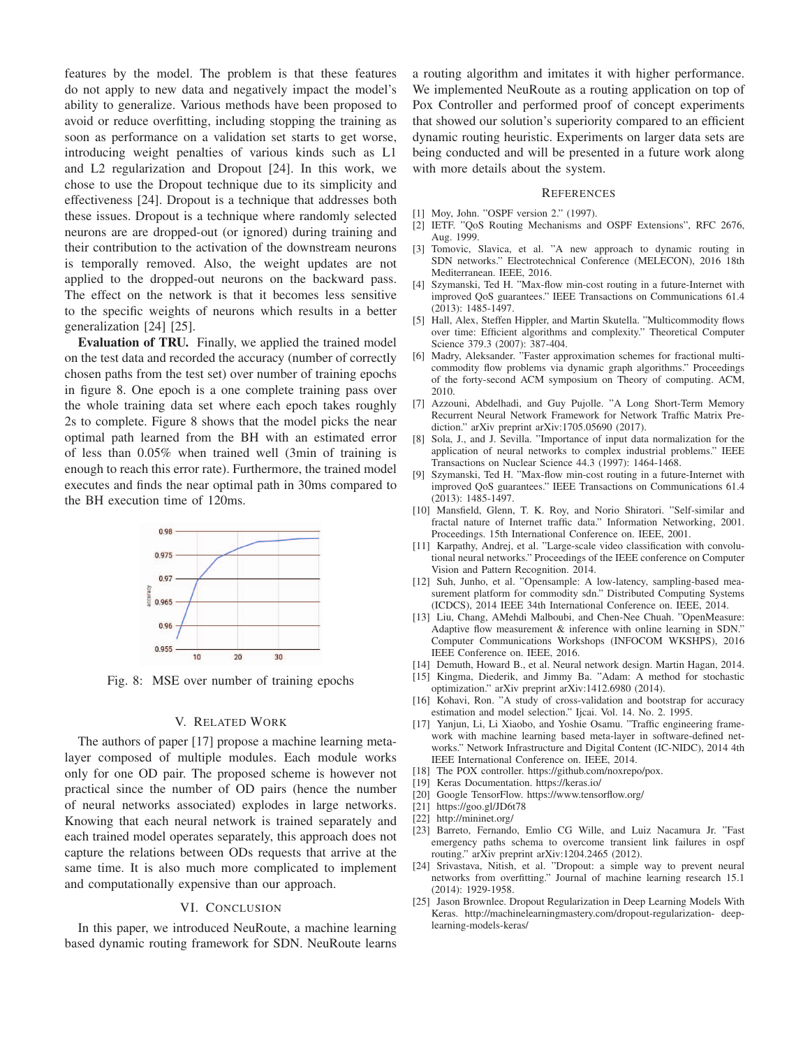features by the model. The problem is that these features do not apply to new data and negatively impact the model's ability to generalize. Various methods have been proposed to avoid or reduce overfitting, including stopping the training as soon as performance on a validation set starts to get worse, introducing weight penalties of various kinds such as L1 and L2 regularization and Dropout [24]. In this work, we chose to use the Dropout technique due to its simplicity and effectiveness [24]. Dropout is a technique that addresses both these issues. Dropout is a technique where randomly selected neurons are are dropped-out (or ignored) during training and their contribution to the activation of the downstream neurons is temporally removed. Also, the weight updates are not applied to the dropped-out neurons on the backward pass. The effect on the network is that it becomes less sensitive to the specific weights of neurons which results in a better generalization [24] [25].

**Evaluation of TRU.** Finally, we applied the trained model on the test data and recorded the accuracy (number of correctly chosen paths from the test set) over number of training epochs in figure 8. One epoch is a one complete training pass over the whole training data set where each epoch takes roughly 2s to complete. Figure 8 shows that the model picks the near optimal path learned from the BH with an estimated error of less than 0.05% when trained well (3min of training is enough to reach this error rate). Furthermore, the trained model executes and finds the near optimal path in 30ms compared to the BH execution time of 120ms.

accuracy
0.98
0.975
0.97
0.965
0.96
0.955
10
20
30

Fig. 8: MSE over number of training epochs

## V. Related Work

The authors of paper [17] propose a machine learning meta-layer composed of multiple modules. Each module works only for one OD pair. The proposed scheme is however not practical since the number of OD pairs (hence the number of neural networks associated) explodes in large networks. Knowing that each neural network is trained separately and each trained model operates separately, this approach does not capture the relations between ODs requests that arrive at the same time. It is also much more complicated to implement and computationally expensive than our approach.

## VI. Conclusion

In this paper, we introduced NeuRoute, a machine learning based dynamic routing framework for SDN. NeuRoute learns a routing algorithm and imitates it with higher performance. We implemented NeuRoute as a routing application on top of Pox Controller and performed proof of concept experiments that showed our solution's superiority compared to an efficient dynamic routing heuristic. Experiments on larger data sets are being conducted and will be presented in a future work along with more details about the system.

## References

[1] Moy, John. "OSPF version 2." (1997).

[2] IETF. "QoS Routing Mechanisms and OSPF Extensions", RFC 2676, Aug. 1999.

[3] Tomovic, Slavica, et al. "A new approach to dynamic routing in SDN networks." Electrotechnical Conference (MELECON), 2016 18th Mediterranean. IEEE, 2016.

[4] Szymanski, Ted H. "Max-flow min-cost routing in a future-Internet with improved QoS guarantees." IEEE Transactions on Communications 61.4 (2013): 1485-1497.

[5] Hall, Alex, Steffen Hippler, and Martin Skutella. "Multicommodity flows over time: Efficient algorithms and complexity." Theoretical Computer Science 379.3 (2007): 387-404.

[6] Madry, Aleksander. "Faster approximation schemes for fractional multi-commodity flow problems via dynamic graph algorithms." Proceedings of the forty-second ACM symposium on Theory of computing. ACM, 2010.

[7] Azzouni, Abdelhadi, and Guy Pujolle. "A Long Short-Term Memory Recurrent Neural Network Framework for Network Traffic Matrix Prediction." arXiv preprint arXiv:1705.05690 (2017).

[8] Sola, J., and J. Sevilla. "Importance of input data normalization for the application of neural networks to complex industrial problems." IEEE Transactions on Nuclear Science 44.3 (1997): 1464-1468.

[9] Szymanski, Ted H. "Max-flow min-cost routing in a future-Internet with improved QoS guarantees." IEEE Transactions on Communications 61.4 (2013): 1485-1497.

[10] Mansfield, Glenn, T. K. Roy, and Norio Shiratori. "Self-similar and fractal nature of Internet traffic data." Information Networking, 2001. Proceedings. 15th International Conference on. IEEE, 2001.

[11] Karpathy, Andrej, et al. "Large-scale video classification with convolutional neural networks." Proceedings of the IEEE conference on Computer Vision and Pattern Recognition. 2014.

[12] Suh, Junho, et al. "Opensample: A low-latency, sampling-based measurement platform for commodity sdn." Distributed Computing Systems (ICDCS), 2014 IEEE 34th International Conference on. IEEE, 2014.

[13] Liu, Chang, AMehdi Malboubi, and Chen-Nee Chuah. "OpenMeasure: Adaptive flow measurement & inference with online learning in SDN." Computer Communications Workshops (INFOCOM WKSHPS), 2016 IEEE Conference on. IEEE, 2016.

[14] Demuth, Howard B., et al. Neural network design. Martin Hagan, 2014.

[15] Kingma, Diederik, and Jimmy Ba. "Adam: A method for stochastic optimization." arXiv preprint arXiv:1412.6980 (2014).

[16] Kohavi, Ron. "A study of cross-validation and bootstrap for accuracy estimation and model selection." Ijcai. Vol. 14. No. 2. 1995.

[17] Yanjun, Li, Li Xiaobo, and Yoshie Osamu. "Traffic engineering framework with machine learning based meta-layer in software-defined networks." Network Infrastructure and Digital Content (IC-NIDC), 2014 4th IEEE International Conference on. IEEE, 2014.

[18] The POX controller. https://github.com/noxrepo/pox.

[19] Keras Documentation. https://keras.io/

[20] Google TensorFlow. https://www.tensorflow.org/

[21] https://goo.gl/JD6t78

[22] http://mininet.org/

[23] Barreto, Fernando, Emlio CG Wille, and Luiz Nacamura Jr. "Fast emergency paths schema to overcome transient link failures in ospf routing." arXiv preprint arXiv:1204.2465 (2012).

[24] Srivastava, Nitish, et al. "Dropout: a simple way to prevent neural networks from overfitting." Journal of machine learning research 15.1 (2014): 1929-1958.

[25] Jason Brownlee. Dropout Regularization in Deep Learning Models With Keras. http://machinelearningmastery.com/dropout-regularization- deep-learning-models-keras/